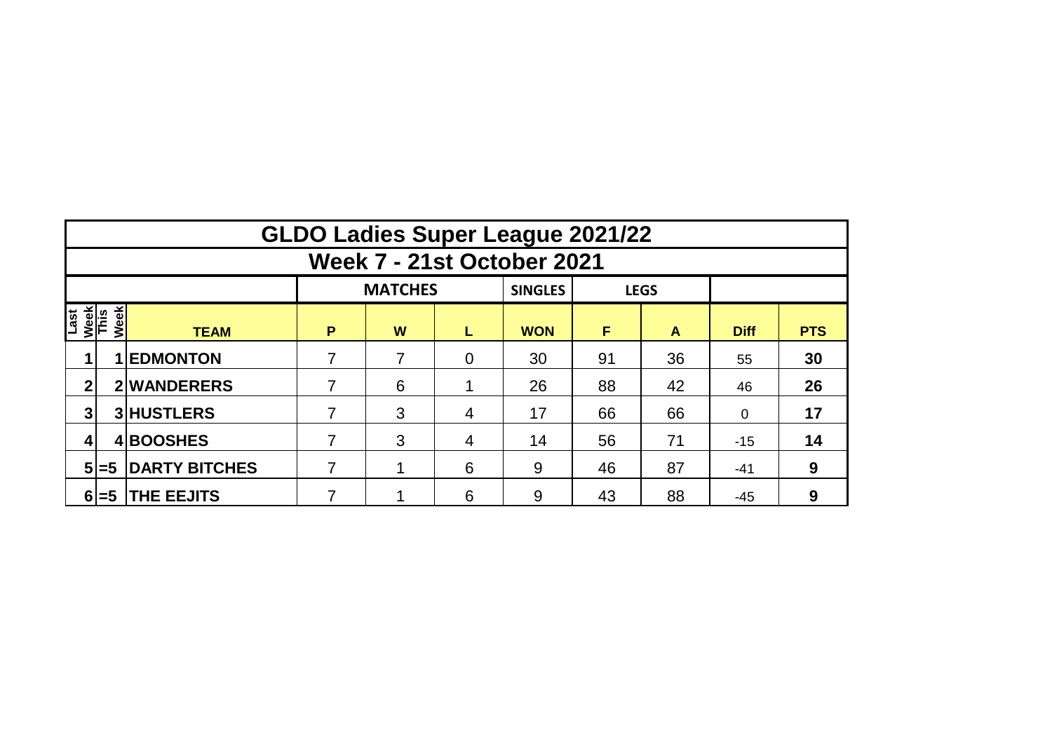# GLDO Ladies Super League 2021/22

## Week 7 - 21st October 2021

| | | | MATCHES | | | SINGLES | LEGS | | | |
|---|---|---|---|---|---|---|---|---|---|---|
| Last Week | This Week | TEAM | P | W | L | WON | F | A | Diff | PTS |
| 1 | 1 | EDMONTON | 7 | 7 | 0 | 30 | 91 | 36 | 55 | 30 |
| 2 | 2 | WANDERERS | 7 | 6 | 1 | 26 | 88 | 42 | 46 | 26 |
| 3 | 3 | HUSTLERS | 7 | 3 | 4 | 17 | 66 | 66 | 0 | 17 |
| 4 | 4 | BOOSHES | 7 | 3 | 4 | 14 | 56 | 71 | -15 | 14 |
| 5 | =5 | DARTY BITCHES | 7 | 1 | 6 | 9 | 46 | 87 | -41 | 9 |
| 6 | =5 | THE EEJITS | 7 | 1 | 6 | 9 | 43 | 88 | -45 | 9 |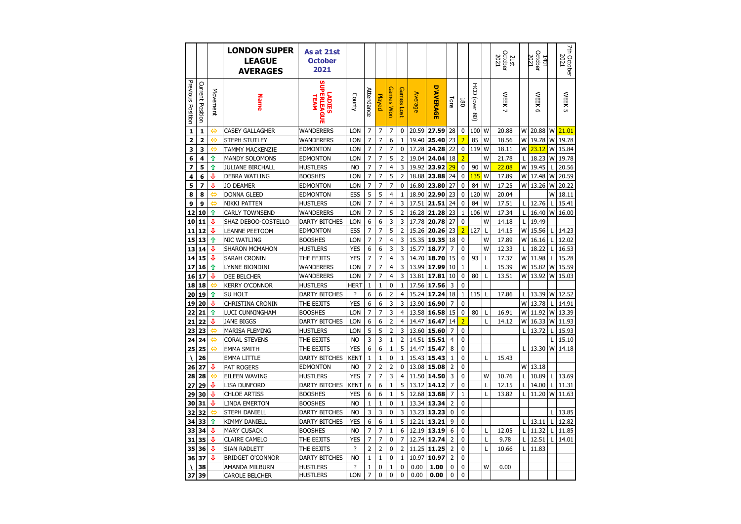| | | | LONDON SUPER LEAGUE AVERAGES | As at 21st October 2021 | | | | | | | | | | | | 21st October 2021 | | 14th October 2021 | | 7th October 2021 |
|---|---|---|---|---|---|---|---|---|---|---|---|---|---|---|---|---|---|---|---|---|
| Previous Position | Current Position | Movement | Name | LADIES SUPERLEAGUE TEAM | County | Attendance | Played | Games Won | Games Lost | Average | D'AVERAGE | Tons | 180 | HCO (over 80) | | WEEK 7 | | WEEK 6 | | WEEK 5 |
| 1 | 1 | ⇔ | CASEY GALLAGHER | WANDERERS | LON | 7 | 7 | 7 | 0 | 20.59 | **27.59** | 28 | 0 | 100 | W | 20.88 | W | 20.88 | W | 21.01 |
| 2 | 2 | ⇔ | STEPH STUTLEY | WANDERERS | LON | 7 | 7 | 6 | 1 | 19.40 | **25.40** | 23 | 2 | 85 | W | 18.56 | W | 19.78 | W | 19.78 |
| 3 | 3 | ⇔ | TAMMY MACKENZIE | EDMONTON | LON | 7 | 7 | 7 | 0 | 17.28 | **24.28** | 22 | 0 | 119 | W | 18.11 | W | 23.12 | W | 15.84 |
| 6 | 4 | ⇧ | MANDY SOLOMONS | EDMONTON | LON | 7 | 7 | 5 | 2 | 19.04 | **24.04** | 18 | 2 | | W | 21.78 | L | 18.23 | W | 19.78 |
| 7 | 5 | ⇧ | JULIANE BIRCHALL | HUSTLERS | NO | 7 | 7 | 4 | 3 | 19.92 | **23.92** | 29 | 0 | 90 | W | 22.08 | W | 19.45 | L | 20.56 |
| 4 | 6 | ⇩ | DEBRA WATLING | BOOSHES | LON | 7 | 7 | 5 | 2 | 18.88 | **23.88** | 24 | 0 | 135 | W | 17.89 | W | 17.48 | W | 20.59 |
| 5 | 7 | ⇩ | JO DEAMER | EDMONTON | LON | 7 | 7 | 7 | 0 | 16.80 | **23.80** | 27 | 0 | 84 | W | 17.25 | W | 13.26 | W | 20.22 |
| 8 | 8 | ⇔ | DONNA GLEED | EDMONTON | ESS | 5 | 5 | 4 | 1 | 18.90 | **22.90** | 23 | 0 | 120 | W | 20.04 | | | W | 18.11 |
| 9 | 9 | ⇔ | NIKKI PATTEN | HUSTLERS | LON | 7 | 7 | 4 | 3 | 17.51 | **21.51** | 24 | 0 | 84 | W | 17.51 | L | 12.76 | L | 15.41 |
| 12 | 10 | ⇧ | CARLY TOWNSEND | WANDERERS | LON | 7 | 7 | 5 | 2 | 16.28 | **21.28** | 23 | 1 | 106 | W | 17.34 | L | 16.40 | W | 16.00 |
| 10 | 11 | ⇩ | SHAZ DEBOO-COSTELLO | DARTY BITCHES | LON | 6 | 6 | 3 | 3 | 17.78 | **20.78** | 27 | 0 | | W | 14.18 | L | 19.49 | | |
| 11 | 12 | ⇩ | LEANNE PEETOOM | EDMONTON | ESS | 7 | 7 | 5 | 2 | 15.26 | **20.26** | 23 | 2 | 127 | L | 14.15 | W | 15.56 | L | 14.23 |
| 15 | 13 | ⇧ | NIC WATLING | BOOSHES | LON | 7 | 7 | 4 | 3 | 15.35 | **19.35** | 18 | 0 | | W | 17.89 | W | 16.16 | L | 12.02 |
| 13 | 14 | ⇩ | SHARON MCMAHON | HUSTLERS | YES | 6 | 6 | 3 | 3 | 15.77 | **18.77** | 7 | 0 | | W | 12.33 | L | 18.22 | L | 16.53 |
| 14 | 15 | ⇩ | SARAH CRONIN | THE EEJITS | YES | 7 | 7 | 4 | 3 | 14.70 | **18.70** | 15 | 0 | 93 | L | 17.37 | W | 11.98 | L | 15.28 |
| 17 | 16 | ⇧ | LYNNE BIONDINI | WANDERERS | LON | 7 | 7 | 4 | 3 | 13.99 | **17.99** | 10 | 1 | | L | 15.39 | W | 15.82 | W | 15.59 |
| 16 | 17 | ⇩ | DEE BELCHER | WANDERERS | LON | 7 | 7 | 4 | 3 | 13.81 | **17.81** | 10 | 0 | 80 | L | 13.51 | W | 13.92 | W | 15.03 |
| 18 | 18 | ⇔ | KERRY O'CONNOR | HUSTLERS | HERT | 1 | 1 | 0 | 1 | 17.56 | **17.56** | 3 | 0 | | | | | | | |
| 20 | 19 | ⇧ | SU HOLT | DARTY BITCHES | ? | 6 | 6 | 2 | 4 | 15.24 | **17.24** | 18 | 1 | 115 | L | 17.86 | L | 13.39 | W | 12.52 |
| 19 | 20 | ⇩ | CHRISTINA CRONIN | THE EEJITS | YES | 6 | 6 | 3 | 3 | 13.90 | **16.90** | 7 | 0 | | | | W | 13.78 | L | 14.91 |
| 22 | 21 | ⇧ | LUCI CUNNINGHAM | BOOSHES | LON | 7 | 7 | 3 | 4 | 13.58 | **16.58** | 15 | 0 | 80 | L | 16.91 | W | 11.92 | W | 13.39 |
| 21 | 22 | ⇩ | JANE BIGGS | DARTY BITCHES | LON | 6 | 6 | 2 | 4 | 14.47 | **16.47** | 14 | 2 | | L | 14.12 | W | 16.33 | W | 11.93 |
| 23 | 23 | ⇔ | MARISA FLEMING | HUSTLERS | LON | 5 | 5 | 2 | 3 | 13.60 | **15.60** | 7 | 0 | | | | L | 13.72 | L | 15.93 |
| 24 | 24 | ⇔ | CORAL STEVENS | THE EEJITS | NO | 3 | 3 | 1 | 2 | 14.51 | **15.51** | 4 | 0 | | | | | | L | 15.10 |
| 25 | 25 | ⇔ | EMMA SMITH | THE EEJITS | YES | 6 | 6 | 1 | 5 | 14.47 | **15.47** | 8 | 0 | | | | L | 13.30 | W | 14.18 |
| \ | 26 | | EMMA LITTLE | DARTY BITCHES | KENT | 1 | 1 | 0 | 1 | 15.43 | **15.43** | 1 | 0 | | L | 15.43 | | | | |
| 26 | 27 | ⇩ | PAT ROGERS | EDMONTON | NO | 7 | 2 | 2 | 0 | 13.08 | **15.08** | 2 | 0 | | | | W | 13.18 | | |
| 28 | 28 | ⇔ | EILEEN WAVING | HUSTLERS | YES | 7 | 7 | 3 | 4 | 11.50 | **14.50** | 3 | 0 | | W | 10.76 | L | 10.89 | L | 13.69 |
| 27 | 29 | ⇩ | LISA DUNFORD | DARTY BITCHES | KENT | 6 | 6 | 1 | 5 | 13.12 | **14.12** | 7 | 0 | | L | 12.15 | L | 14.00 | L | 11.31 |
| 29 | 30 | ⇩ | CHLOE ARTISS | BOOSHES | YES | 6 | 6 | 1 | 5 | 12.68 | **13.68** | 7 | 1 | | L | 13.82 | L | 11.20 | W | 11.63 |
| 30 | 31 | ⇩ | LINDA EMERTON | BOOSHES | NO | 1 | 1 | 0 | 1 | 13.34 | **13.34** | 2 | 0 | | | | | | | |
| 32 | 32 | ⇔ | STEPH DANIELL | DARTY BITCHES | NO | 3 | 3 | 0 | 3 | 13.23 | **13.23** | 0 | 0 | | | | | | L | 13.85 |
| 34 | 33 | ⇧ | KIMMY DANIELL | DARTY BITCHES | YES | 6 | 6 | 1 | 5 | 12.21 | **13.21** | 9 | 0 | | | | L | 13.11 | L | 12.82 |
| 33 | 34 | ⇩ | MARY CUSACK | BOOSHES | NO | 7 | 7 | 1 | 6 | 12.19 | **13.19** | 6 | 0 | | L | 12.05 | L | 11.32 | L | 11.85 |
| 31 | 35 | ⇩ | CLAIRE CAMELO | THE EEJITS | YES | 7 | 7 | 0 | 7 | 12.74 | **12.74** | 2 | 0 | | L | 9.78 | L | 12.51 | L | 14.01 |
| 35 | 36 | ⇩ | SIAN RADLETT | THE EEJITS | ? | 2 | 2 | 0 | 2 | 11.25 | **11.25** | 2 | 0 | | L | 10.66 | L | 11.83 | | |
| 36 | 37 | ⇩ | BRIDGET O'CONNOR | DARTY BITCHES | NO | 1 | 1 | 0 | 1 | 10.97 | **10.97** | 2 | 0 | | | | | | | |
| \ | 38 | | AMANDA MILBURN | HUSTLERS | ? | 1 | 0 | 1 | 0 | 0.00 | **1.00** | 0 | 0 | | W | 0.00 | | | | |
| 37 | 39 | | CAROLE BELCHER | HUSTLERS | LON | 7 | 0 | 0 | 0 | 0.00 | **0.00** | 0 | 0 | | | | | | | |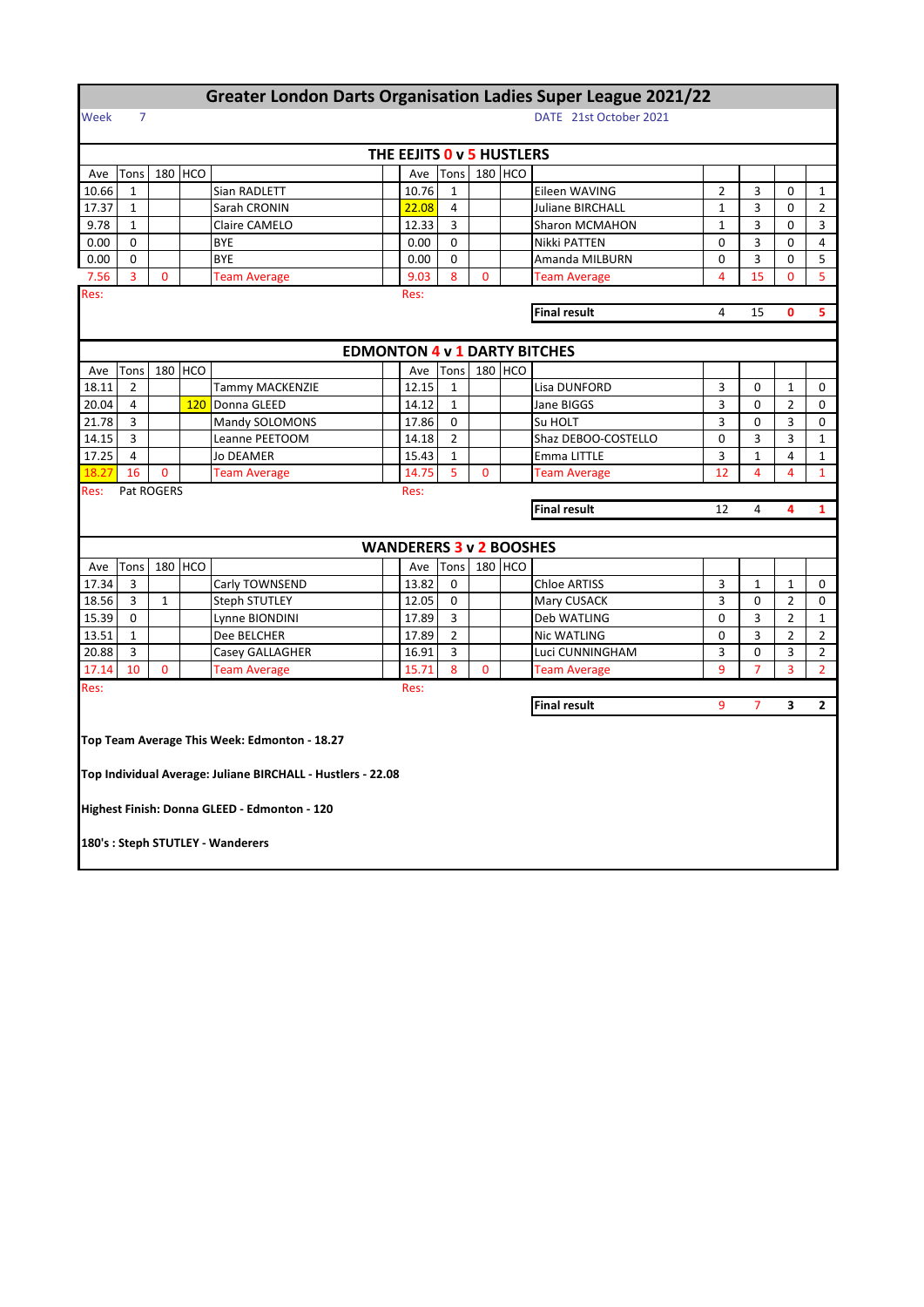# Greater London Darts Organisation Ladies Super League 2021/22

Week 7

DATE 21st October 2021

## THE EEJITS 0 v 5 HUSTLERS

| Ave | Tons | 180 | HCO | | | Ave | Tons | 180 | HCO | | | | | |
|---|---|---|---|---|---|---|---|---|---|---|---|---|---|---|
| 10.66 | 1 | | | Sian RADLETT | | 10.76 | 1 | | | Eileen WAVING | 2 | 3 | 0 | 1 |
| 17.37 | 1 | | | Sarah CRONIN | | 22.08 | 4 | | | Juliane BIRCHALL | 1 | 3 | 0 | 2 |
| 9.78 | 1 | | | Claire CAMELO | | 12.33 | 3 | | | Sharon MCMAHON | 1 | 3 | 0 | 3 |
| 0.00 | 0 | | | BYE | | 0.00 | 0 | | | Nikki PATTEN | 0 | 3 | 0 | 4 |
| 0.00 | 0 | | | BYE | | 0.00 | 0 | | | Amanda MILBURN | 0 | 3 | 0 | 5 |
| 7.56 | 3 | 0 | | Team Average | | 9.03 | 8 | 0 | | Team Average | 4 | 15 | 0 | 5 |
| Res: | | | | | | Res: | | | | | | | | |
| | | | | | | | | | | Final result | 4 | 15 | 0 | 5 |

## EDMONTON 4 v 1 DARTY BITCHES

| Ave | Tons | 180 | HCO | | | Ave | Tons | 180 | HCO | | | | | |
|---|---|---|---|---|---|---|---|---|---|---|---|---|---|---|
| 18.11 | 2 | | | Tammy MACKENZIE | | 12.15 | 1 | | | Lisa DUNFORD | 3 | 0 | 1 | 0 |
| 20.04 | 4 | | 120 | Donna GLEED | | 14.12 | 1 | | | Jane BIGGS | 3 | 0 | 2 | 0 |
| 21.78 | 3 | | | Mandy SOLOMONS | | 17.86 | 0 | | | Su HOLT | 3 | 0 | 3 | 0 |
| 14.15 | 3 | | | Leanne PEETOOM | | 14.18 | 2 | | | Shaz DEBOO-COSTELLO | 0 | 3 | 3 | 1 |
| 17.25 | 4 | | | Jo DEAMER | | 15.43 | 1 | | | Emma LITTLE | 3 | 1 | 4 | 1 |
| 18.27 | 16 | 0 | | Team Average | | 14.75 | 5 | 0 | | Team Average | 12 | 4 | 4 | 1 |
| Res: | Pat ROGERS | | | | | Res: | | | | | | | | |
| | | | | | | | | | | Final result | 12 | 4 | 4 | 1 |

## WANDERERS 3 v 2 BOOSHES

| Ave | Tons | 180 | HCO | | | Ave | Tons | 180 | HCO | | | | | |
|---|---|---|---|---|---|---|---|---|---|---|---|---|---|---|
| 17.34 | 3 | | | Carly TOWNSEND | | 13.82 | 0 | | | Chloe ARTISS | 3 | 1 | 1 | 0 |
| 18.56 | 3 | 1 | | Steph STUTLEY | | 12.05 | 0 | | | Mary CUSACK | 3 | 0 | 2 | 0 |
| 15.39 | 0 | | | Lynne BIONDINI | | 17.89 | 3 | | | Deb WATLING | 0 | 3 | 2 | 1 |
| 13.51 | 1 | | | Dee BELCHER | | 17.89 | 2 | | | Nic WATLING | 0 | 3 | 2 | 2 |
| 20.88 | 3 | | | Casey GALLAGHER | | 16.91 | 3 | | | Luci CUNNINGHAM | 3 | 0 | 3 | 2 |
| 17.14 | 10 | 0 | | Team Average | | 15.71 | 8 | 0 | | Team Average | 9 | 7 | 3 | 2 |
| Res: | | | | | | Res: | | | | | | | | |
| | | | | | | | | | | Final result | 9 | 7 | 3 | 2 |

**Top Team Average This Week: Edmonton - 18.27**

**Top Individual Average: Juliane BIRCHALL - Hustlers - 22.08**

**Highest Finish: Donna GLEED - Edmonton - 120**

**180's : Steph STUTLEY - Wanderers**